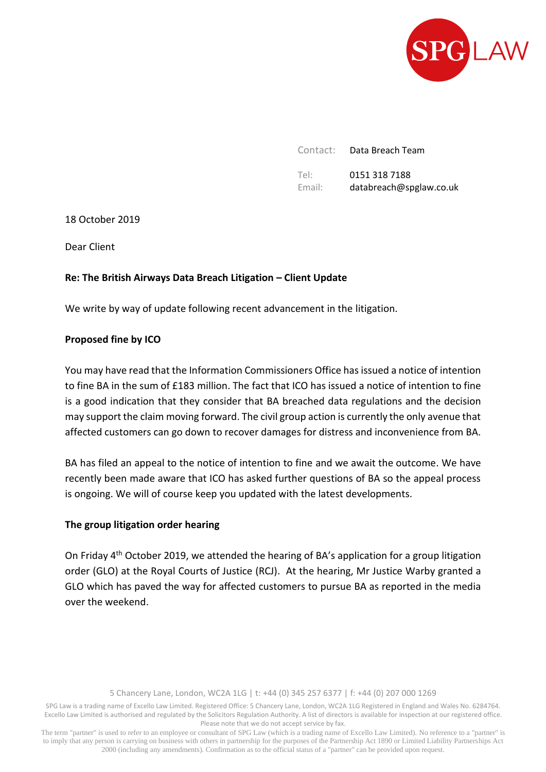SPG LAW

| Contact: | Data Breach Team |
| --- | --- |
| Tel: | 0151 318 7188 |
| Email: | databreach@spglaw.co.uk |

18 October 2019

Dear Client

**Re: The British Airways Data Breach Litigation – Client Update**

We write by way of update following recent advancement in the litigation.

**Proposed fine by ICO**

You may have read that the Information Commissioners Office has issued a notice of intention to fine BA in the sum of £183 million. The fact that ICO has issued a notice of intention to fine is a good indication that they consider that BA breached data regulations and the decision may support the claim moving forward. The civil group action is currently the only avenue that affected customers can go down to recover damages for distress and inconvenience from BA.

BA has filed an appeal to the notice of intention to fine and we await the outcome. We have recently been made aware that ICO has asked further questions of BA so the appeal process is ongoing. We will of course keep you updated with the latest developments.

**The group litigation order hearing**

On Friday 4th October 2019, we attended the hearing of BA's application for a group litigation order (GLO) at the Royal Courts of Justice (RCJ). At the hearing, Mr Justice Warby granted a GLO which has paved the way for affected customers to pursue BA as reported in the media over the weekend.

5 Chancery Lane, London, WC2A 1LG | t: +44 (0) 345 257 6377 | f: +44 (0) 207 000 1269

SPG Law is a trading name of Excello Law Limited. Registered Office: 5 Chancery Lane, London, WC2A 1LG Registered in England and Wales No. 6284764. Excello Law Limited is authorised and regulated by the Solicitors Regulation Authority. A list of directors is available for inspection at our registered office. Please note that we do not accept service by fax.

The term "partner" is used to refer to an employee or consultant of SPG Law (which is a trading name of Excello Law Limited). No reference to a "partner" is to imply that any person is carrying on business with others in partnership for the purposes of the Partnership Act 1890 or Limited Liability Partnerships Act 2000 (including any amendments). Confirmation as to the official status of a "partner" can be provided upon request.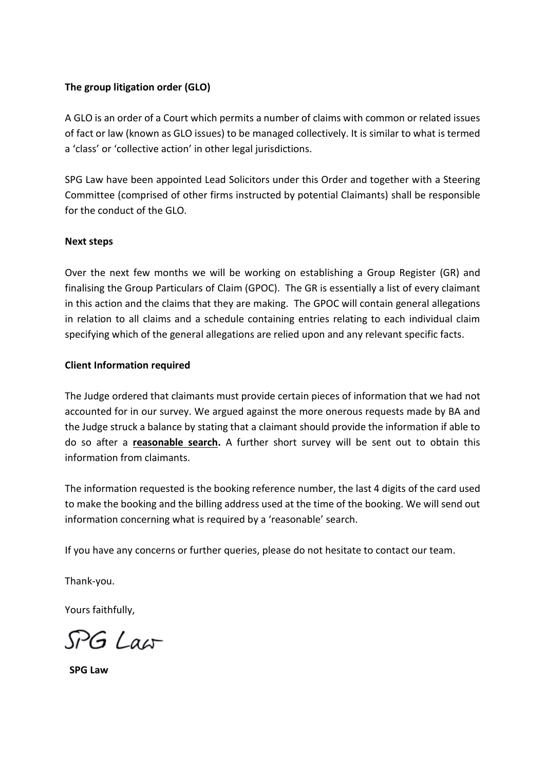**The group litigation order (GLO)**

A GLO is an order of a Court which permits a number of claims with common or related issues of fact or law (known as GLO issues) to be managed collectively. It is similar to what is termed a 'class' or 'collective action' in other legal jurisdictions.

SPG Law have been appointed Lead Solicitors under this Order and together with a Steering Committee (comprised of other firms instructed by potential Claimants) shall be responsible for the conduct of the GLO.

**Next steps**

Over the next few months we will be working on establishing a Group Register (GR) and finalising the Group Particulars of Claim (GPOC). The GR is essentially a list of every claimant in this action and the claims that they are making. The GPOC will contain general allegations in relation to all claims and a schedule containing entries relating to each individual claim specifying which of the general allegations are relied upon and any relevant specific facts.

**Client Information required**

The Judge ordered that claimants must provide certain pieces of information that we had not accounted for in our survey. We argued against the more onerous requests made by BA and the Judge struck a balance by stating that a claimant should provide the information if able to do so after a **reasonable search.** A further short survey will be sent out to obtain this information from claimants.

The information requested is the booking reference number, the last 4 digits of the card used to make the booking and the billing address used at the time of the booking. We will send out information concerning what is required by a 'reasonable' search.

If you have any concerns or further queries, please do not hesitate to contact our team.

Thank-you.

Yours faithfully,

SPG Law

**SPG Law**